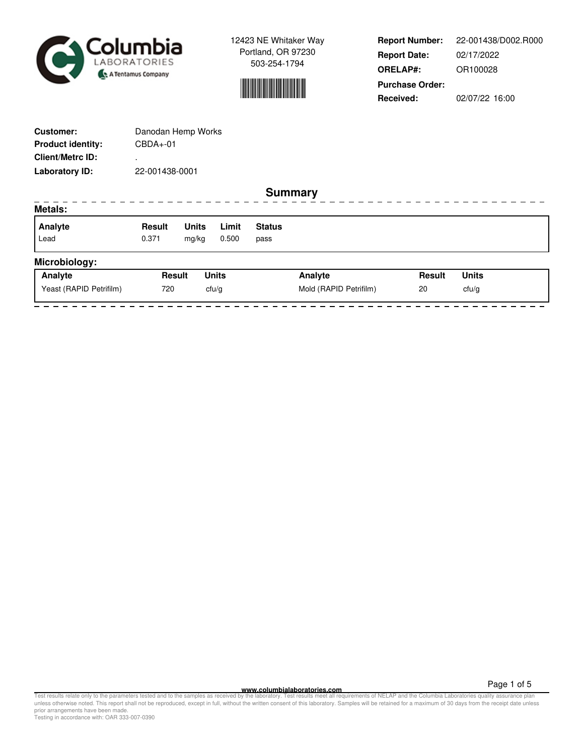Columbia LABORATORIES
A Tentamus Company

12423 NE Whitaker Way
Portland, OR 97230
503-254-1794

| | |
|---|---|
| **Report Number:** | 22-001438/D002.R000 |
| **Report Date:** | 02/17/2022 |
| **ORELAP#:** | OR100028 |
| **Purchase Order:** | |
| **Received:** | 02/07/22 16:00 |

| | |
|---|---|
| **Customer:** | Danodan Hemp Works |
| **Product identity:** | CBDA+-01 |
| **Client/Metrc ID:** | . |
| **Laboratory ID:** | 22-001438-0001 |

## Summary

### Metals:

| Analyte | Result | Units | Limit | Status |
|---|---|---|---|---|
| Lead | 0.371 | mg/kg | 0.500 | pass |

### Microbiology:

| Analyte | Result | Units | Analyte | Result | Units |
|---|---|---|---|---|---|
| Yeast (RAPID Petrifilm) | 720 | cfu/g | Mold (RAPID Petrifilm) | 20 | cfu/g |

www.columbialaboratories.com

Test results relate only to the parameters tested and to the samples as received by the laboratory. Test results meet all requirements of NELAP and the Columbia Laboratories quality assurance plan unless otherwise noted. This report shall not be reproduced, except in full, without the written consent of this laboratory. Samples will be retained for a maximum of 30 days from the receipt date unless prior arrangements have been made.
Testing in accordance with: OAR 333-007-0390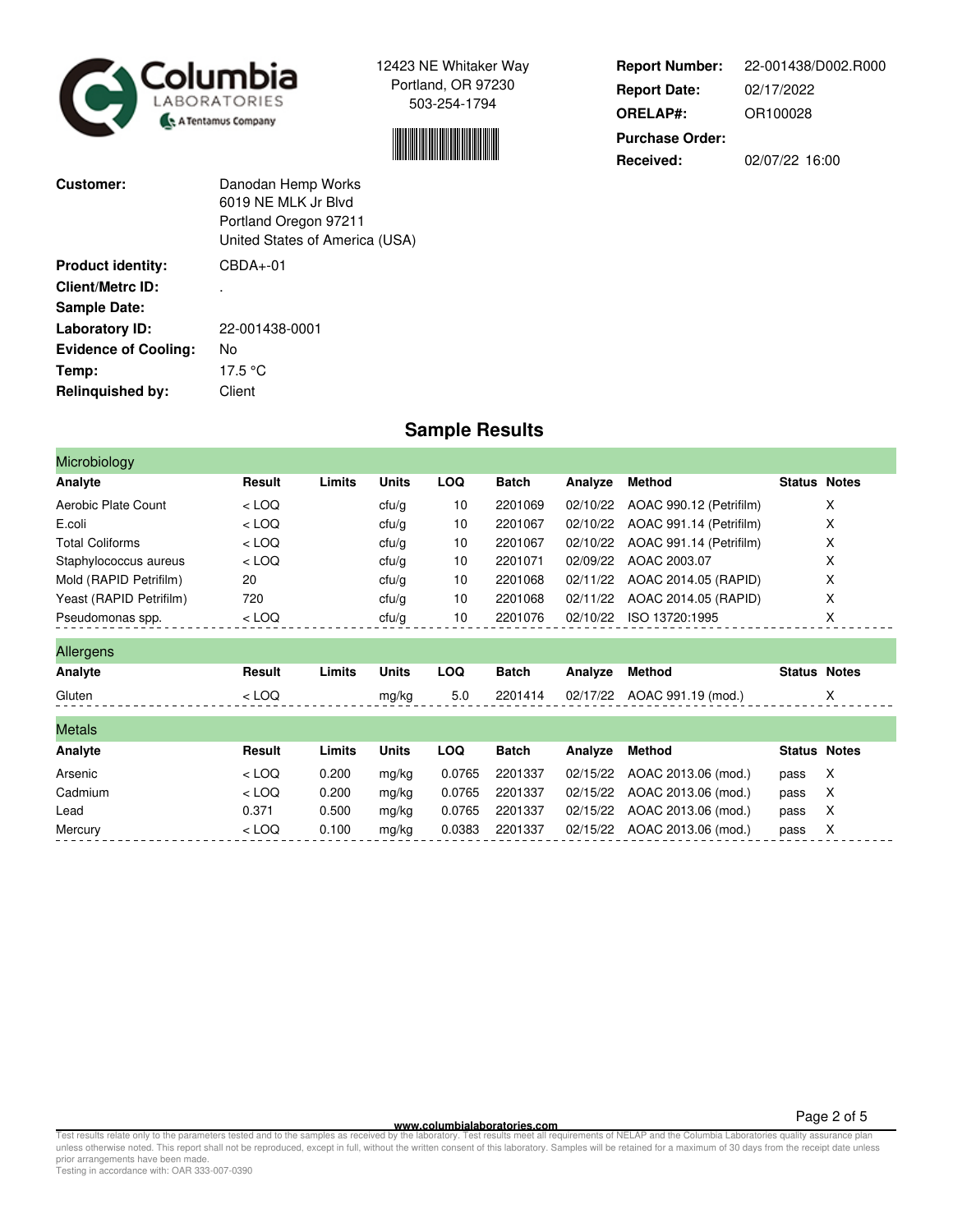Columbia LABORATORIES
A Tentamus Company

12423 NE Whitaker Way
Portland, OR 97230
503-254-1794

**Report Number:** 22-001438/D002.R000
**Report Date:** 02/17/2022
**ORELAP#:** OR100028
**Purchase Order:**
**Received:** 02/07/22 16:00

| | |
|---|---|
| **Customer:** | Danodan Hemp Works<br>6019 NE MLK Jr Blvd<br>Portland Oregon 97211<br>United States of America (USA) |
| **Product identity:** | CBDA+-01 |
| **Client/Metrc ID:** | . |
| **Sample Date:** | |
| **Laboratory ID:** | 22-001438-0001 |
| **Evidence of Cooling:** | No |
| **Temp:** | 17.5 °C |
| **Relinquished by:** | Client |

## Sample Results

### Microbiology

| Analyte | Result | Limits | Units | LOQ | Batch | Analyze | Method | Status | Notes |
|---|---|---|---|---|---|---|---|---|---|
| Aerobic Plate Count | < LOQ | | cfu/g | 10 | 2201069 | 02/10/22 | AOAC 990.12 (Petrifilm) | | X |
| E.coli | < LOQ | | cfu/g | 10 | 2201067 | 02/10/22 | AOAC 991.14 (Petrifilm) | | X |
| Total Coliforms | < LOQ | | cfu/g | 10 | 2201067 | 02/10/22 | AOAC 991.14 (Petrifilm) | | X |
| Staphylococcus aureus | < LOQ | | cfu/g | 10 | 2201071 | 02/09/22 | AOAC 2003.07 | | X |
| Mold (RAPID Petrifilm) | 20 | | cfu/g | 10 | 2201068 | 02/11/22 | AOAC 2014.05 (RAPID) | | X |
| Yeast (RAPID Petrifilm) | 720 | | cfu/g | 10 | 2201068 | 02/11/22 | AOAC 2014.05 (RAPID) | | X |
| Pseudomonas spp. | < LOQ | | cfu/g | 10 | 2201076 | 02/10/22 | ISO 13720:1995 | | X |

### Allergens

| Analyte | Result | Limits | Units | LOQ | Batch | Analyze | Method | Status | Notes |
|---|---|---|---|---|---|---|---|---|---|
| Gluten | < LOQ | | mg/kg | 5.0 | 2201414 | 02/17/22 | AOAC 991.19 (mod.) | | X |

### Metals

| Analyte | Result | Limits | Units | LOQ | Batch | Analyze | Method | Status | Notes |
|---|---|---|---|---|---|---|---|---|---|
| Arsenic | < LOQ | 0.200 | mg/kg | 0.0765 | 2201337 | 02/15/22 | AOAC 2013.06 (mod.) | pass | X |
| Cadmium | < LOQ | 0.200 | mg/kg | 0.0765 | 2201337 | 02/15/22 | AOAC 2013.06 (mod.) | pass | X |
| Lead | 0.371 | 0.500 | mg/kg | 0.0765 | 2201337 | 02/15/22 | AOAC 2013.06 (mod.) | pass | X |
| Mercury | < LOQ | 0.100 | mg/kg | 0.0383 | 2201337 | 02/15/22 | AOAC 2013.06 (mod.) | pass | X |

www.columbialaboratories.com

Test results relate only to the parameters tested and to the samples as received by the laboratory. Test results meet all requirements of NELAP and the Columbia Laboratories quality assurance plan unless otherwise noted. This report shall not be reproduced, except in full, without the written consent of this laboratory. Samples will be retained for a maximum of 30 days from the receipt date unless prior arrangements have been made.
Testing in accordance with: OAR 333-007-0390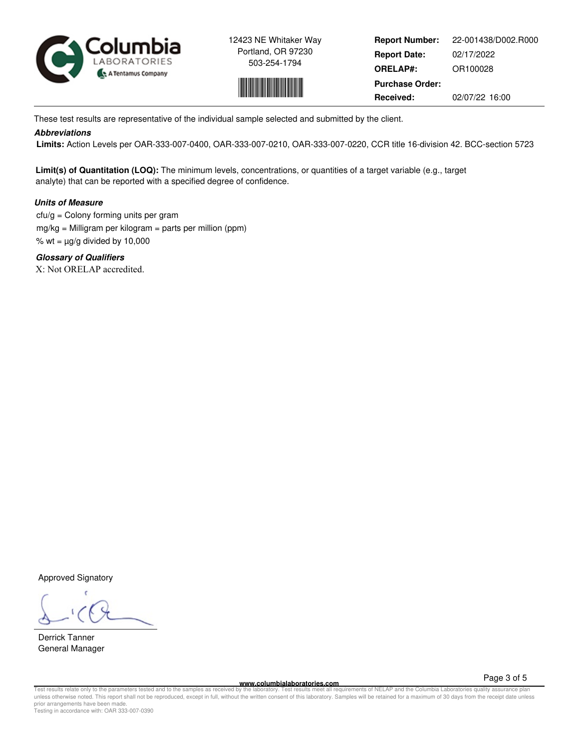Columbia Laboratories — A Tentamus Company

12423 NE Whitaker Way
Portland, OR 97230
503-254-1794

| | |
|---|---|
| **Report Number:** | 22-001438/D002.R000 |
| **Report Date:** | 02/17/2022 |
| **ORELAP#:** | OR100028 |
| **Purchase Order:** | |
| **Received:** | 02/07/22 16:00 |

These test results are representative of the individual sample selected and submitted by the client.

***Abbreviations***

**Limits:** Action Levels per OAR-333-007-0400, OAR-333-007-0210, OAR-333-007-0220, CCR title 16-division 42. BCC-section 5723

**Limit(s) of Quantitation (LOQ):** The minimum levels, concentrations, or quantities of a target variable (e.g., target analyte) that can be reported with a specified degree of confidence.

***Units of Measure***

cfu/g = Colony forming units per gram

mg/kg = Milligram per kilogram = parts per million (ppm)

% wt = µg/g divided by 10,000

***Glossary of Qualifiers***

X: Not ORELAP accredited.

Approved Signatory

Derrick Tanner
General Manager

www.columbialaboratories.com

Test results relate only to the parameters tested and to the samples as received by the laboratory. Test results meet all requirements of NELAP and the Columbia Laboratories quality assurance plan unless otherwise noted. This report shall not be reproduced, except in full, without the written consent of this laboratory. Samples will be retained for a maximum of 30 days from the receipt date unless prior arrangements have been made.
Testing in accordance with: OAR 333-007-0390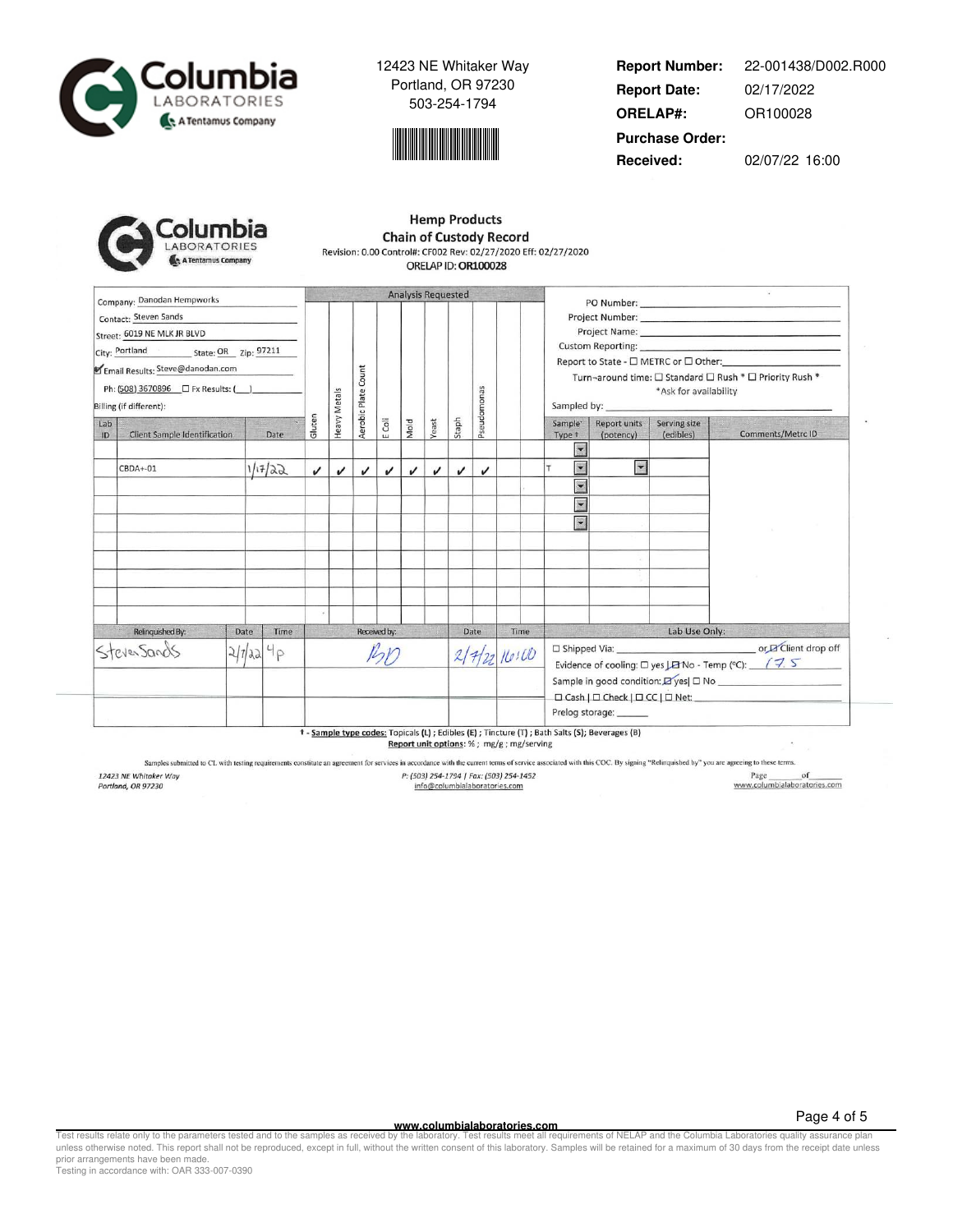Columbia LABORATORIES A Tentamus Company

12423 NE Whitaker Way
Portland, OR 97230
503-254-1794

| | |
|---|---|
| **Report Number:** | 22-001438/D002.R000 |
| **Report Date:** | 02/17/2022 |
| **ORELAP#:** | OR100028 |
| **Purchase Order:** | |
| **Received:** | 02/07/22 16:00 |

## Hemp Products
## Chain of Custody Record

Revision: 0.00 Control#: CF002 Rev: 02/27/2020 Eff: 02/27/2020
ORELAP ID: OR100028

Company: Danodan Hempworks
Contact: Steven Sands
Street: 6019 NE MLK JR BLVD
City: Portland State: OR Zip: 97211
☑ Email Results: Steve@danodan.com
Ph: (508) 3670896 ☐ Fx Results: ( )
Billing (if different):

PO Number:
Project Number:
Project Name:
Custom Reporting:
Report to State - ☐ METRC or ☐ Other:
Turn-around time: ☐ Standard ☐ Rush * ☐ Priority Rush *
*Ask for availability
Sampled by:

| Lab ID | Client Sample Identification | Date | Gluten | Heavy Metals | Aerobic Plate Count | E Coli | Mold | Yeast | Staph | Pseudomonas | | | Sample Type † | Report units (potency) | Serving size (edibles) | Comments/Metrc ID |
|---|---|---|---|---|---|---|---|---|---|---|---|---|---|---|---|---|
| | CBDA+-01 | 1/17/22 | ✓ | ✓ | ✓ | ✓ | ✓ | ✓ | ✓ | ✓ | | | T | | | |

| Relinquished By: | Date | Time | Received by: | Date | Time |
|---|---|---|---|---|---|
| Steven Sands | 2/7/22 | 4p | RD | 2/7/22 | 16:00 |

Lab Use Only:
☐ Shipped Via: or ☑ Client drop off
Evidence of cooling: ☐ yes | ☑ No - Temp (°C): 17.5
Sample in good condition: ☑ yes | ☐ No
☐ Cash | ☐ Check | ☐ CC | ☐ Net:
Prelog storage:

† - **Sample type codes:** Topicals (L) ; Edibles (E) ; Tincture (T) ; Bath Salts (S); Beverages (B)
**Report unit options:** % ; mg/g ; mg/serving

Samples submitted to CL with testing requirements constitute an agreement for services in accordance with the current terms of service associated with this COC. By signing "Relinquished by" you are agreeing to these terms.

12423 NE Whitaker Way
Portland, OR 97230
P: (503) 254-1794 | Fax: (503) 254-1452
info@columbialaboratories.com
Page ___ of ___
www.columbialaboratories.com

www.columbialaboratories.com

Test results relate only to the parameters tested and to the samples as received by the laboratory. Test results meet all requirements of NELAP and the Columbia Laboratories quality assurance plan unless otherwise noted. This report shall not be reproduced, except in full, without the written consent of this laboratory. Samples will be retained for a maximum of 30 days from the receipt date unless prior arrangements have been made.
Testing in accordance with: OAR 333-007-0390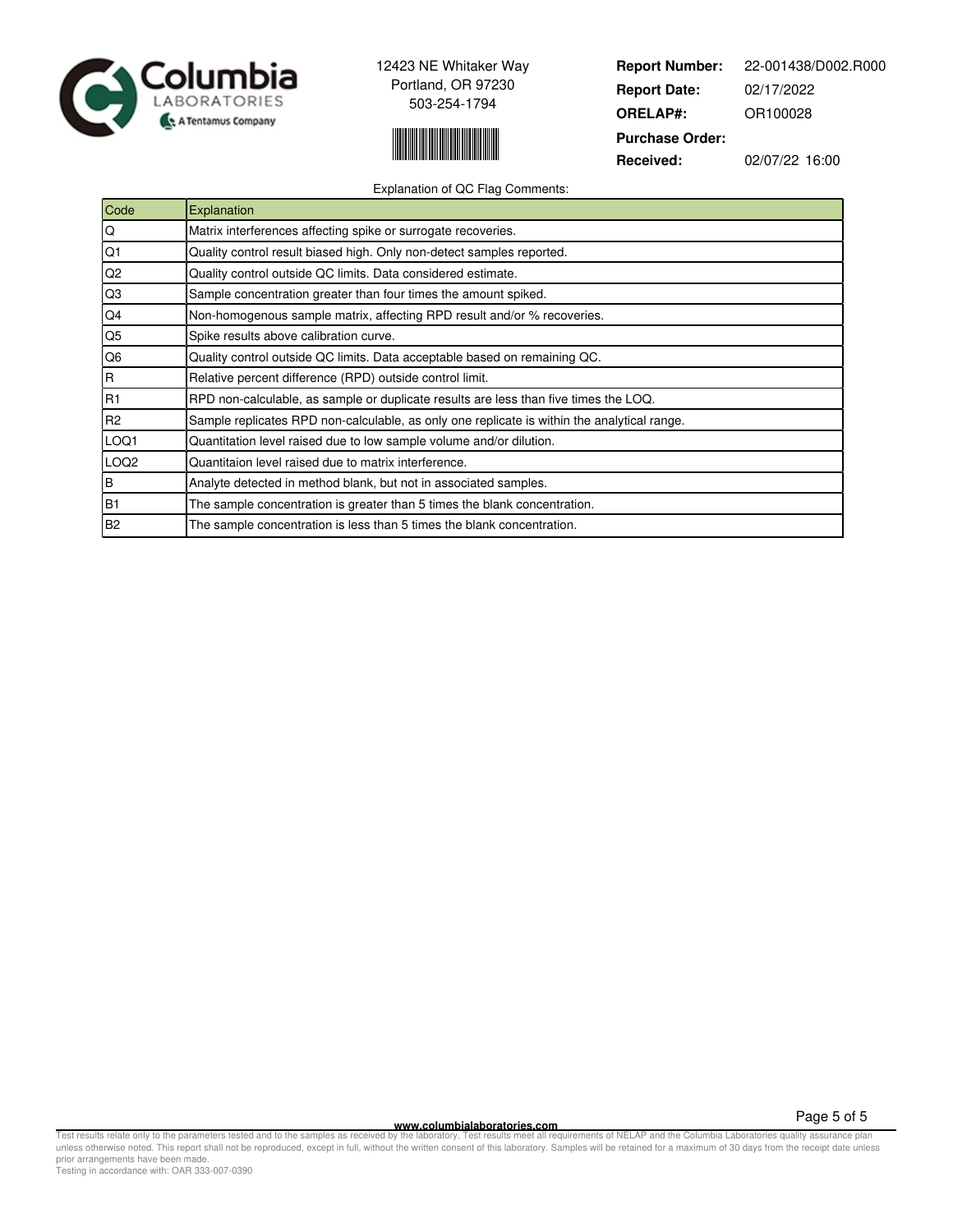Columbia Laboratories — A Tentamus Company

12423 NE Whitaker Way
Portland, OR 97230
503-254-1794

**Report Number:** 22-001438/D002.R000
**Report Date:** 02/17/2022
**ORELAP#:** OR100028
**Purchase Order:**
**Received:** 02/07/22 16:00

Explanation of QC Flag Comments:

| Code | Explanation |
|---|---|
| Q | Matrix interferences affecting spike or surrogate recoveries. |
| Q1 | Quality control result biased high. Only non-detect samples reported. |
| Q2 | Quality control outside QC limits. Data considered estimate. |
| Q3 | Sample concentration greater than four times the amount spiked. |
| Q4 | Non-homogenous sample matrix, affecting RPD result and/or % recoveries. |
| Q5 | Spike results above calibration curve. |
| Q6 | Quality control outside QC limits. Data acceptable based on remaining QC. |
| R | Relative percent difference (RPD) outside control limit. |
| R1 | RPD non-calculable, as sample or duplicate results are less than five times the LOQ. |
| R2 | Sample replicates RPD non-calculable, as only one replicate is within the analytical range. |
| LOQ1 | Quantitation level raised due to low sample volume and/or dilution. |
| LOQ2 | Quantitaion level raised due to matrix interference. |
| B | Analyte detected in method blank, but not in associated samples. |
| B1 | The sample concentration is greater than 5 times the blank concentration. |
| B2 | The sample concentration is less than 5 times the blank concentration. |

www.columbialaboratories.com

Test results relate only to the parameters tested and to the samples as received by the laboratory. Test results meet all requirements of NELAP and the Columbia Laboratories quality assurance plan unless otherwise noted. This report shall not be reproduced, except in full, without the written consent of this laboratory. Samples will be retained for a maximum of 30 days from the receipt date unless prior arrangements have been made.
Testing in accordance with: OAR 333-007-0390